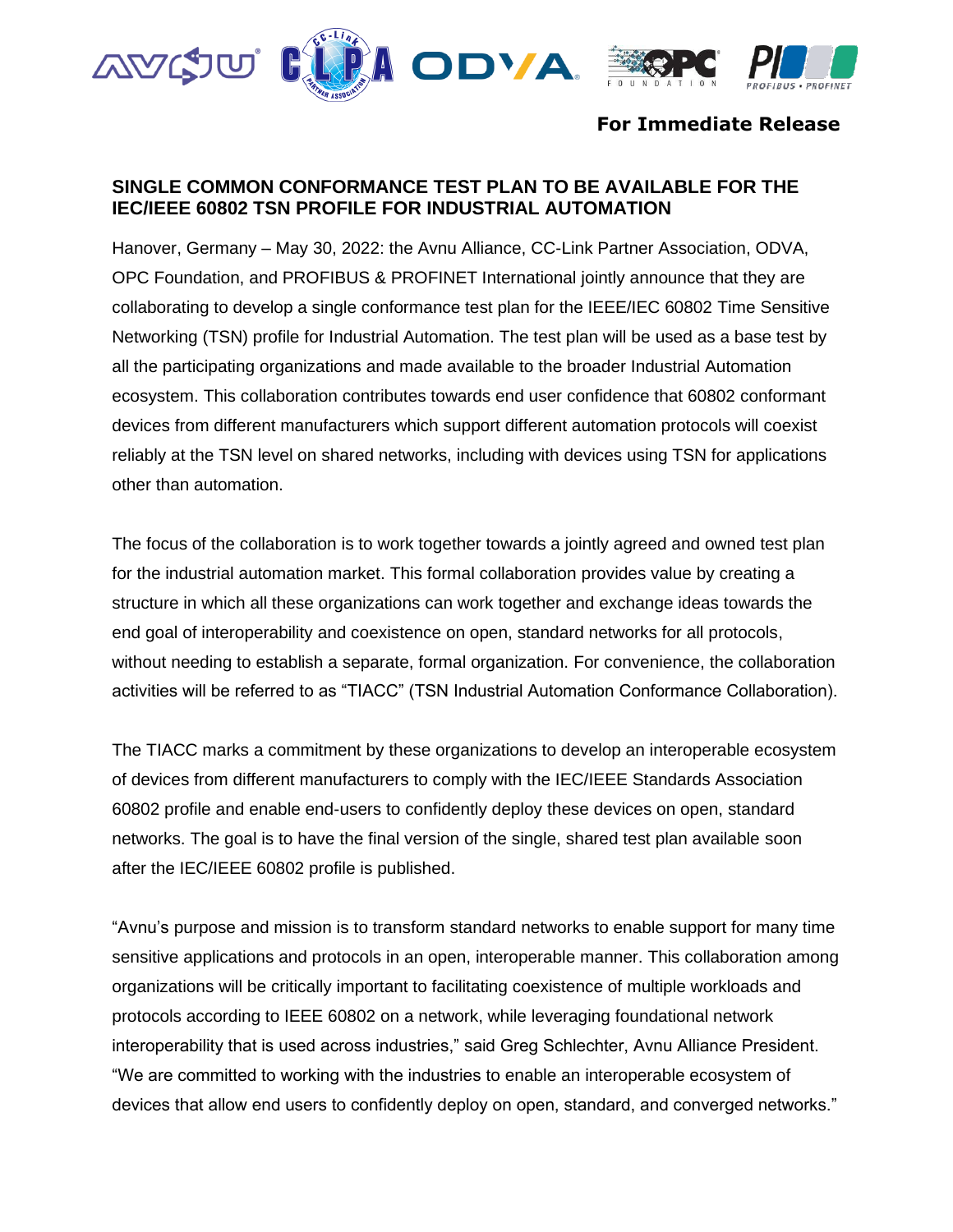**For Immediate Release**

## SINGLE COMMON CONFORMANCE TEST PLAN TO BE AVAILABLE FOR THE IEC/IEEE 60802 TSN PROFILE FOR INDUSTRIAL AUTOMATION

Hanover, Germany – May 30, 2022: the Avnu Alliance, CC-Link Partner Association, ODVA, OPC Foundation, and PROFIBUS & PROFINET International jointly announce that they are collaborating to develop a single conformance test plan for the IEEE/IEC 60802 Time Sensitive Networking (TSN) profile for Industrial Automation. The test plan will be used as a base test by all the participating organizations and made available to the broader Industrial Automation ecosystem. This collaboration contributes towards end user confidence that 60802 conformant devices from different manufacturers which support different automation protocols will coexist reliably at the TSN level on shared networks, including with devices using TSN for applications other than automation.

The focus of the collaboration is to work together towards a jointly agreed and owned test plan for the industrial automation market. This formal collaboration provides value by creating a structure in which all these organizations can work together and exchange ideas towards the end goal of interoperability and coexistence on open, standard networks for all protocols, without needing to establish a separate, formal organization. For convenience, the collaboration activities will be referred to as "TIACC" (TSN Industrial Automation Conformance Collaboration).

The TIACC marks a commitment by these organizations to develop an interoperable ecosystem of devices from different manufacturers to comply with the IEC/IEEE Standards Association 60802 profile and enable end-users to confidently deploy these devices on open, standard networks. The goal is to have the final version of the single, shared test plan available soon after the IEC/IEEE 60802 profile is published.

"Avnu's purpose and mission is to transform standard networks to enable support for many time sensitive applications and protocols in an open, interoperable manner. This collaboration among organizations will be critically important to facilitating coexistence of multiple workloads and protocols according to IEEE 60802 on a network, while leveraging foundational network interoperability that is used across industries," said Greg Schlechter, Avnu Alliance President. "We are committed to working with the industries to enable an interoperable ecosystem of devices that allow end users to confidently deploy on open, standard, and converged networks."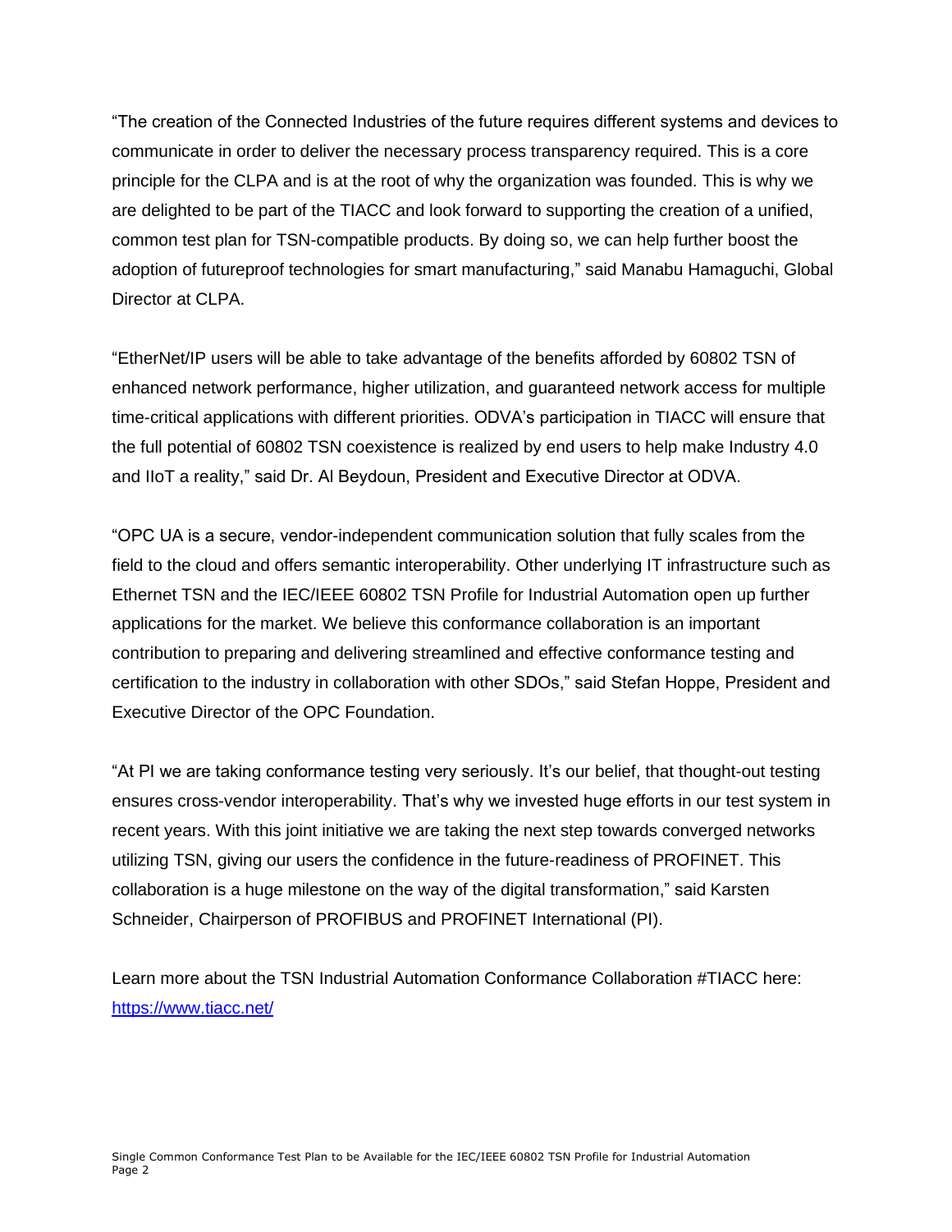"The creation of the Connected Industries of the future requires different systems and devices to communicate in order to deliver the necessary process transparency required. This is a core principle for the CLPA and is at the root of why the organization was founded. This is why we are delighted to be part of the TIACC and look forward to supporting the creation of a unified, common test plan for TSN-compatible products. By doing so, we can help further boost the adoption of futureproof technologies for smart manufacturing," said Manabu Hamaguchi, Global Director at CLPA.

"EtherNet/IP users will be able to take advantage of the benefits afforded by 60802 TSN of enhanced network performance, higher utilization, and guaranteed network access for multiple time-critical applications with different priorities. ODVA's participation in TIACC will ensure that the full potential of 60802 TSN coexistence is realized by end users to help make Industry 4.0 and IIoT a reality," said Dr. Al Beydoun, President and Executive Director at ODVA.

"OPC UA is a secure, vendor-independent communication solution that fully scales from the field to the cloud and offers semantic interoperability. Other underlying IT infrastructure such as Ethernet TSN and the IEC/IEEE 60802 TSN Profile for Industrial Automation open up further applications for the market. We believe this conformance collaboration is an important contribution to preparing and delivering streamlined and effective conformance testing and certification to the industry in collaboration with other SDOs," said Stefan Hoppe, President and Executive Director of the OPC Foundation.

"At PI we are taking conformance testing very seriously. It's our belief, that thought-out testing ensures cross-vendor interoperability. That's why we invested huge efforts in our test system in recent years. With this joint initiative we are taking the next step towards converged networks utilizing TSN, giving our users the confidence in the future-readiness of PROFINET. This collaboration is a huge milestone on the way of the digital transformation," said Karsten Schneider, Chairperson of PROFIBUS and PROFINET International (PI).

Learn more about the TSN Industrial Automation Conformance Collaboration #TIACC here: [https://www.tiacc.net/](https://www.tiacc.net/)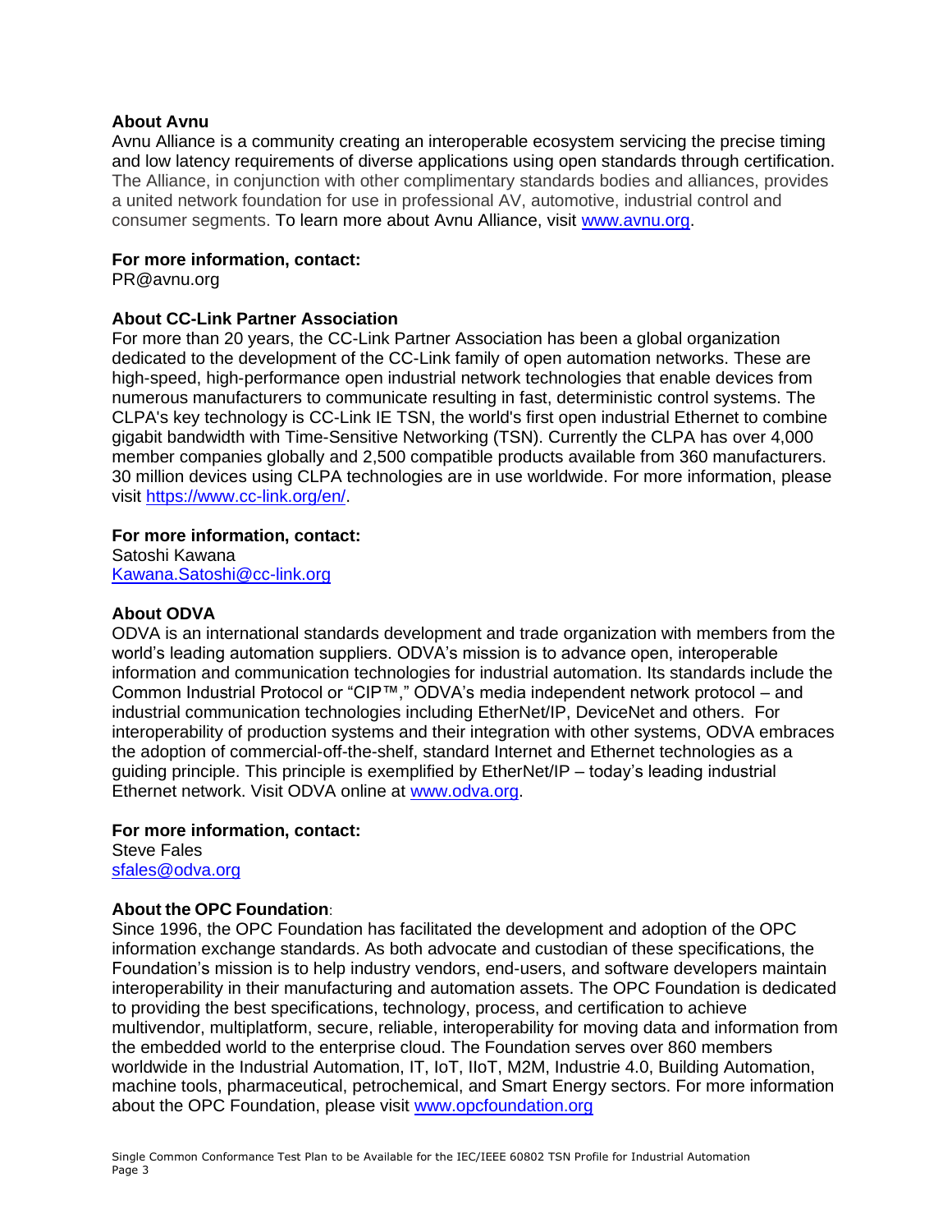**About Avnu**

Avnu Alliance is a community creating an interoperable ecosystem servicing the precise timing and low latency requirements of diverse applications using open standards through certification. The Alliance, in conjunction with other complimentary standards bodies and alliances, provides a united network foundation for use in professional AV, automotive, industrial control and consumer segments. To learn more about Avnu Alliance, visit [www.avnu.org](http://www.avnu.org).

**For more information, contact:**
PR@avnu.org

**About CC-Link Partner Association**

For more than 20 years, the CC-Link Partner Association has been a global organization dedicated to the development of the CC-Link family of open automation networks. These are high-speed, high-performance open industrial network technologies that enable devices from numerous manufacturers to communicate resulting in fast, deterministic control systems. The CLPA's key technology is CC-Link IE TSN, the world's first open industrial Ethernet to combine gigabit bandwidth with Time-Sensitive Networking (TSN). Currently the CLPA has over 4,000 member companies globally and 2,500 compatible products available from 360 manufacturers. 30 million devices using CLPA technologies are in use worldwide. For more information, please visit [https://www.cc-link.org/en/](https://www.cc-link.org/en/).

**For more information, contact:**
Satoshi Kawana
[Kawana.Satoshi@cc-link.org](mailto:Kawana.Satoshi@cc-link.org)

**About ODVA**

ODVA is an international standards development and trade organization with members from the world's leading automation suppliers. ODVA's mission is to advance open, interoperable information and communication technologies for industrial automation. Its standards include the Common Industrial Protocol or "CIP™," ODVA's media independent network protocol – and industrial communication technologies including EtherNet/IP, DeviceNet and others. For interoperability of production systems and their integration with other systems, ODVA embraces the adoption of commercial-off-the-shelf, standard Internet and Ethernet technologies as a guiding principle. This principle is exemplified by EtherNet/IP – today's leading industrial Ethernet network. Visit ODVA online at [www.odva.org](http://www.odva.org).

**For more information, contact:**
Steve Fales
[sfales@odva.org](mailto:sfales@odva.org)

**About the OPC Foundation**:

Since 1996, the OPC Foundation has facilitated the development and adoption of the OPC information exchange standards. As both advocate and custodian of these specifications, the Foundation's mission is to help industry vendors, end-users, and software developers maintain interoperability in their manufacturing and automation assets. The OPC Foundation is dedicated to providing the best specifications, technology, process, and certification to achieve multivendor, multiplatform, secure, reliable, interoperability for moving data and information from the embedded world to the enterprise cloud. The Foundation serves over 860 members worldwide in the Industrial Automation, IT, IoT, IIoT, M2M, Industrie 4.0, Building Automation, machine tools, pharmaceutical, petrochemical, and Smart Energy sectors. For more information about the OPC Foundation, please visit [www.opcfoundation.org](http://www.opcfoundation.org)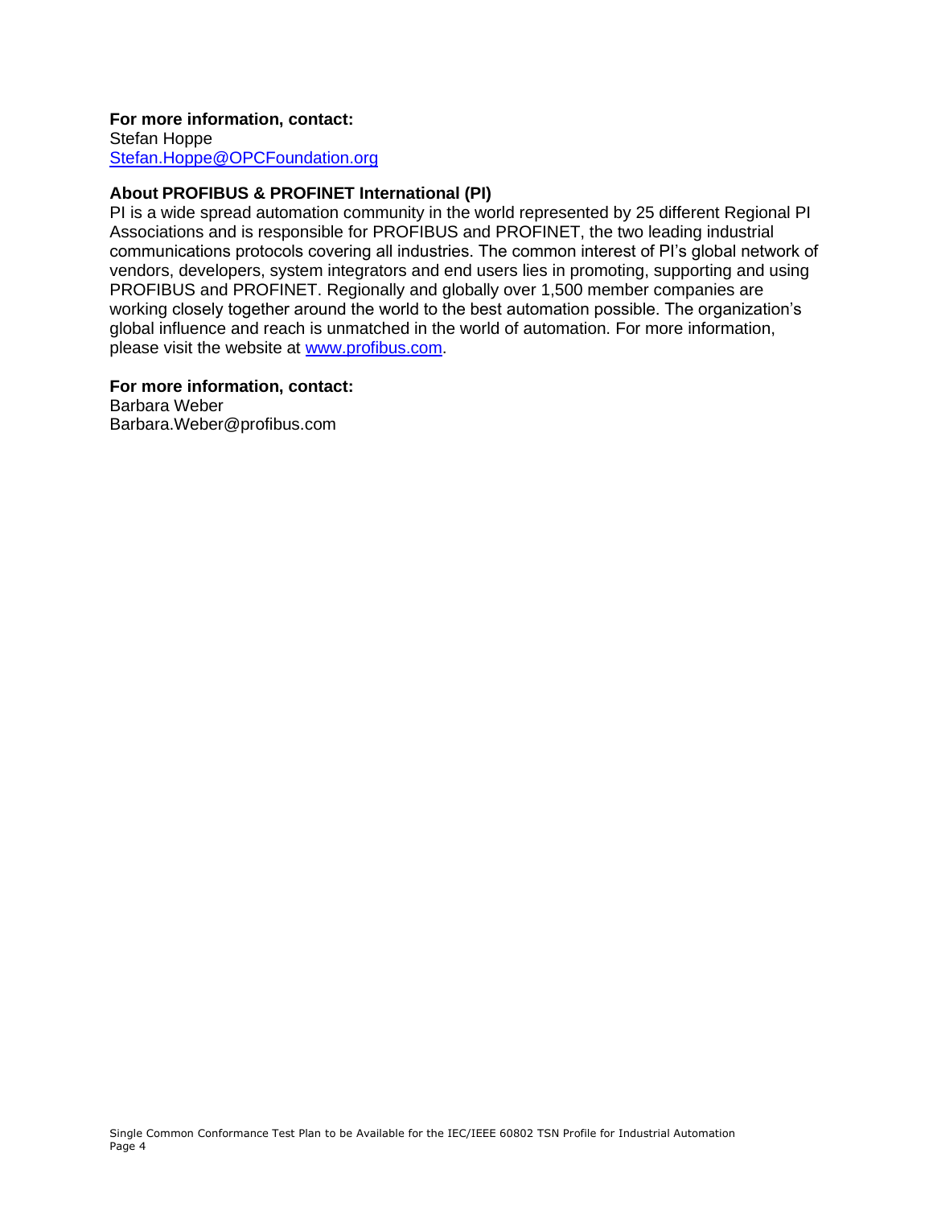**For more information, contact:**
Stefan Hoppe
Stefan.Hoppe@OPCFoundation.org

## About PROFIBUS & PROFINET International (PI)

PI is a wide spread automation community in the world represented by 25 different Regional PI Associations and is responsible for PROFIBUS and PROFINET, the two leading industrial communications protocols covering all industries. The common interest of PI's global network of vendors, developers, system integrators and end users lies in promoting, supporting and using PROFIBUS and PROFINET. Regionally and globally over 1,500 member companies are working closely together around the world to the best automation possible. The organization's global influence and reach is unmatched in the world of automation. For more information, please visit the website at www.profibus.com.

**For more information, contact:**
Barbara Weber
Barbara.Weber@profibus.com